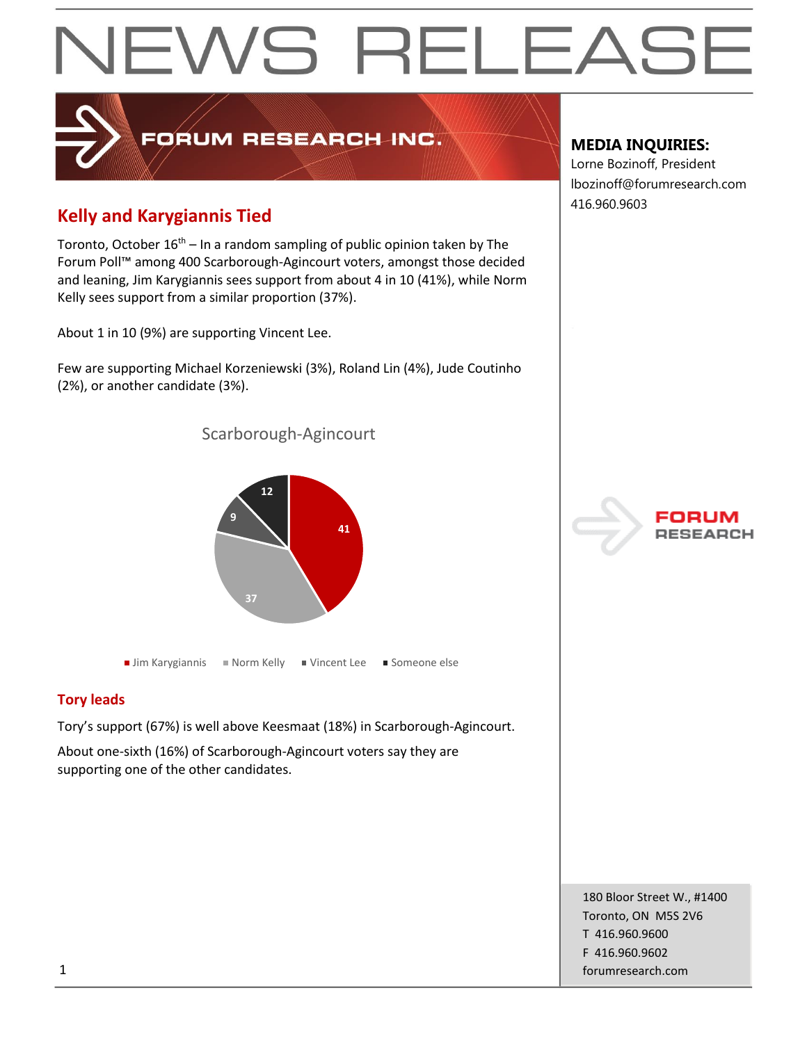# NEWS RELEASE

FORUM RESEARCH INC.

**MEDIA INQUIRIES:**
Lorne Bozinoff, President
lbozinoff@forumresearch.com
416.960.9603

## Kelly and Karygiannis Tied

Toronto, October 16th – In a random sampling of public opinion taken by The Forum Poll™ among 400 Scarborough-Agincourt voters, amongst those decided and leaning, Jim Karygiannis sees support from about 4 in 10 (41%), while Norm Kelly sees support from a similar proportion (37%).

About 1 in 10 (9%) are supporting Vincent Lee.

Few are supporting Michael Korzeniewski (3%), Roland Lin (4%), Jude Coutinho (2%), or another candidate (3%).

Scarborough-Agincourt

| Candidate | % |
|---|---|
| Jim Karygiannis | 41 |
| Norm Kelly | 37 |
| Vincent Lee | 9 |
| Someone else | 12 |

### Tory leads

Tory's support (67%) is well above Keesmaat (18%) in Scarborough-Agincourt.

About one-sixth (16%) of Scarborough-Agincourt voters say they are supporting one of the other candidates.

180 Bloor Street W., #1400
Toronto, ON M5S 2V6
T 416.960.9600
F 416.960.9602
forumresearch.com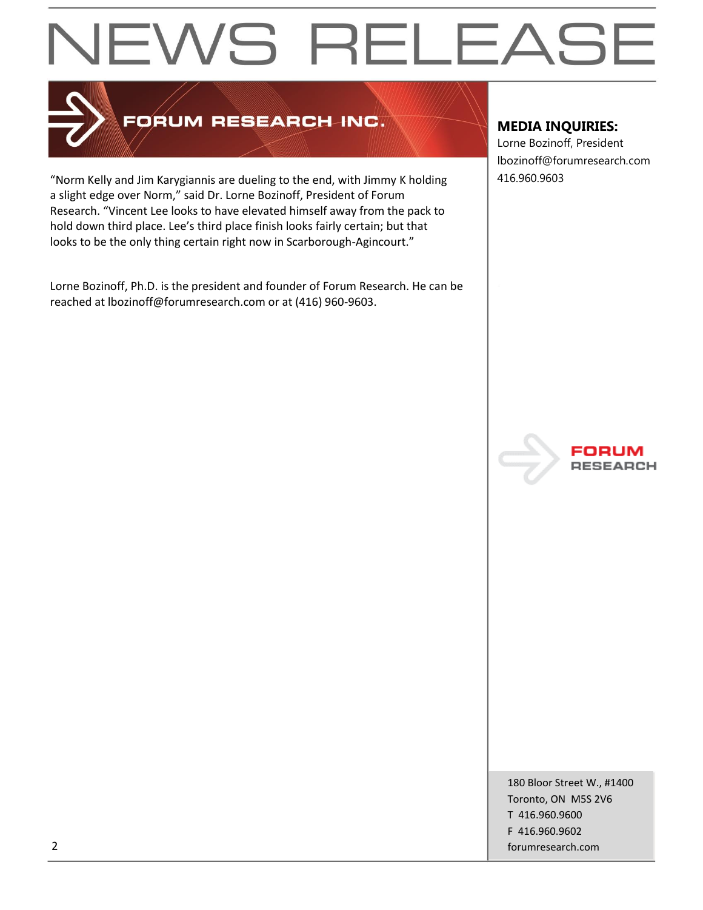# NEWS RELEASE

**MEDIA INQUIRIES:**
Lorne Bozinoff, President
lbozinoff@forumresearch.com
416.960.9603

"Norm Kelly and Jim Karygiannis are dueling to the end, with Jimmy K holding a slight edge over Norm," said Dr. Lorne Bozinoff, President of Forum Research. "Vincent Lee looks to have elevated himself away from the pack to hold down third place. Lee's third place finish looks fairly certain; but that looks to be the only thing certain right now in Scarborough-Agincourt."

Lorne Bozinoff, Ph.D. is the president and founder of Forum Research. He can be reached at lbozinoff@forumresearch.com or at (416) 960-9603.

180 Bloor Street W., #1400
Toronto, ON M5S 2V6
T 416.960.9600
F 416.960.9602
forumresearch.com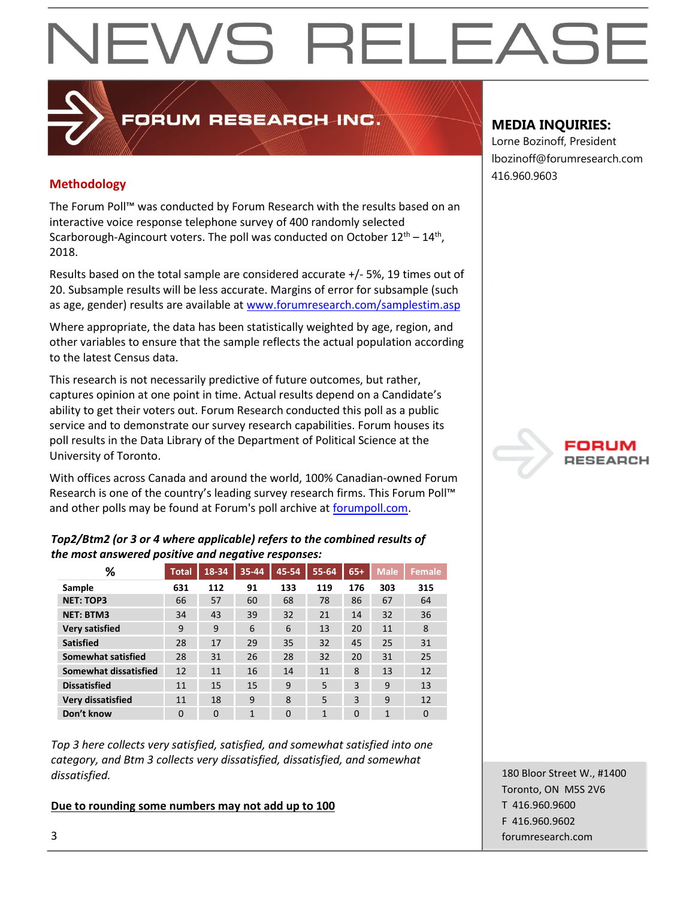# NEWS RELEASE

FORUM RESEARCH INC.

## Methodology

The Forum Poll™ was conducted by Forum Research with the results based on an interactive voice response telephone survey of 400 randomly selected Scarborough-Agincourt voters. The poll was conducted on October 12th – 14th, 2018.

Results based on the total sample are considered accurate +/- 5%, 19 times out of 20. Subsample results will be less accurate. Margins of error for subsample (such as age, gender) results are available at www.forumresearch.com/samplestim.asp

Where appropriate, the data has been statistically weighted by age, region, and other variables to ensure that the sample reflects the actual population according to the latest Census data.

This research is not necessarily predictive of future outcomes, but rather, captures opinion at one point in time. Actual results depend on a Candidate's ability to get their voters out. Forum Research conducted this poll as a public service and to demonstrate our survey research capabilities. Forum houses its poll results in the Data Library of the Department of Political Science at the University of Toronto.

With offices across Canada and around the world, 100% Canadian-owned Forum Research is one of the country's leading survey research firms. This Forum Poll™ and other polls may be found at Forum's poll archive at forumpoll.com.

***Top2/Btm2 (or 3 or 4 where applicable) refers to the combined results of the most answered positive and negative responses:***

| % | Total | 18-34 | 35-44 | 45-54 | 55-64 | 65+ | Male | Female |
|---|---|---|---|---|---|---|---|---|
| **Sample** | **631** | **112** | **91** | **133** | **119** | **176** | **303** | **315** |
| **NET: TOP3** | 66 | 57 | 60 | 68 | 78 | 86 | 67 | 64 |
| **NET: BTM3** | 34 | 43 | 39 | 32 | 21 | 14 | 32 | 36 |
| **Very satisfied** | 9 | 9 | 6 | 6 | 13 | 20 | 11 | 8 |
| **Satisfied** | 28 | 17 | 29 | 35 | 32 | 45 | 25 | 31 |
| **Somewhat satisfied** | 28 | 31 | 26 | 28 | 32 | 20 | 31 | 25 |
| **Somewhat dissatisfied** | 12 | 11 | 16 | 14 | 11 | 8 | 13 | 12 |
| **Dissatisfied** | 11 | 15 | 15 | 9 | 5 | 3 | 9 | 13 |
| **Very dissatisfied** | 11 | 18 | 9 | 8 | 5 | 3 | 9 | 12 |
| **Don't know** | 0 | 0 | 1 | 0 | 1 | 0 | 1 | 0 |

*Top 3 here collects very satisfied, satisfied, and somewhat satisfied into one category, and Btm 3 collects very dissatisfied, dissatisfied, and somewhat dissatisfied.*

**Due to rounding some numbers may not add up to 100**

**MEDIA INQUIRIES:**

Lorne Bozinoff, President
lbozinoff@forumresearch.com
416.960.9603

FORUM RESEARCH

180 Bloor Street W., #1400
Toronto, ON M5S 2V6
T 416.960.9600
F 416.960.9602
forumresearch.com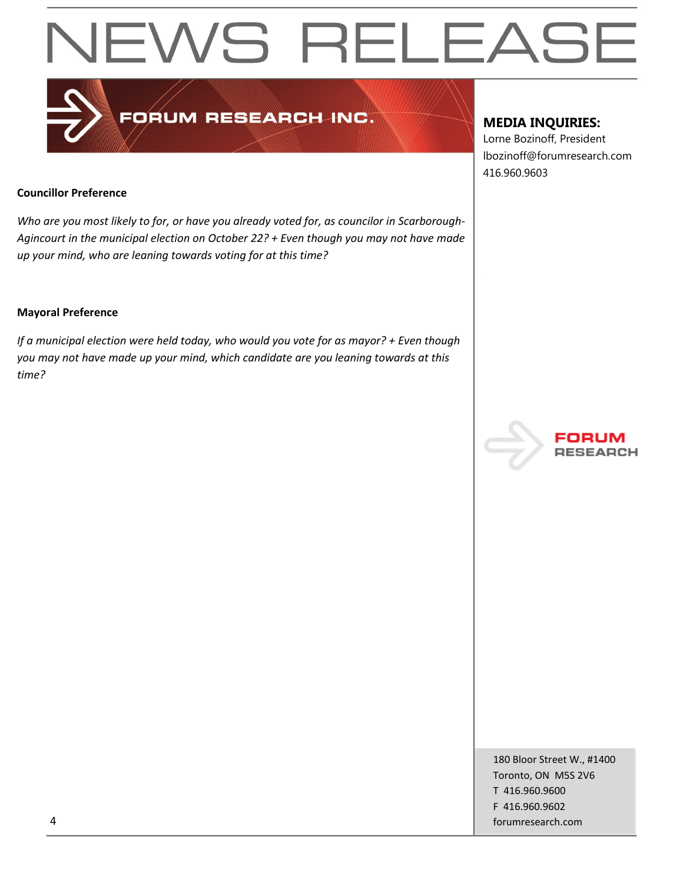**Councillor Preference**

*Who are you most likely to for, or have you already voted for, as councilor in Scarborough-Agincourt in the municipal election on October 22? + Even though you may not have made up your mind, who are leaning towards voting for at this time?*

**Mayoral Preference**

*If a municipal election were held today, who would you vote for as mayor? + Even though you may not have made up your mind, which candidate are you leaning towards at this time?*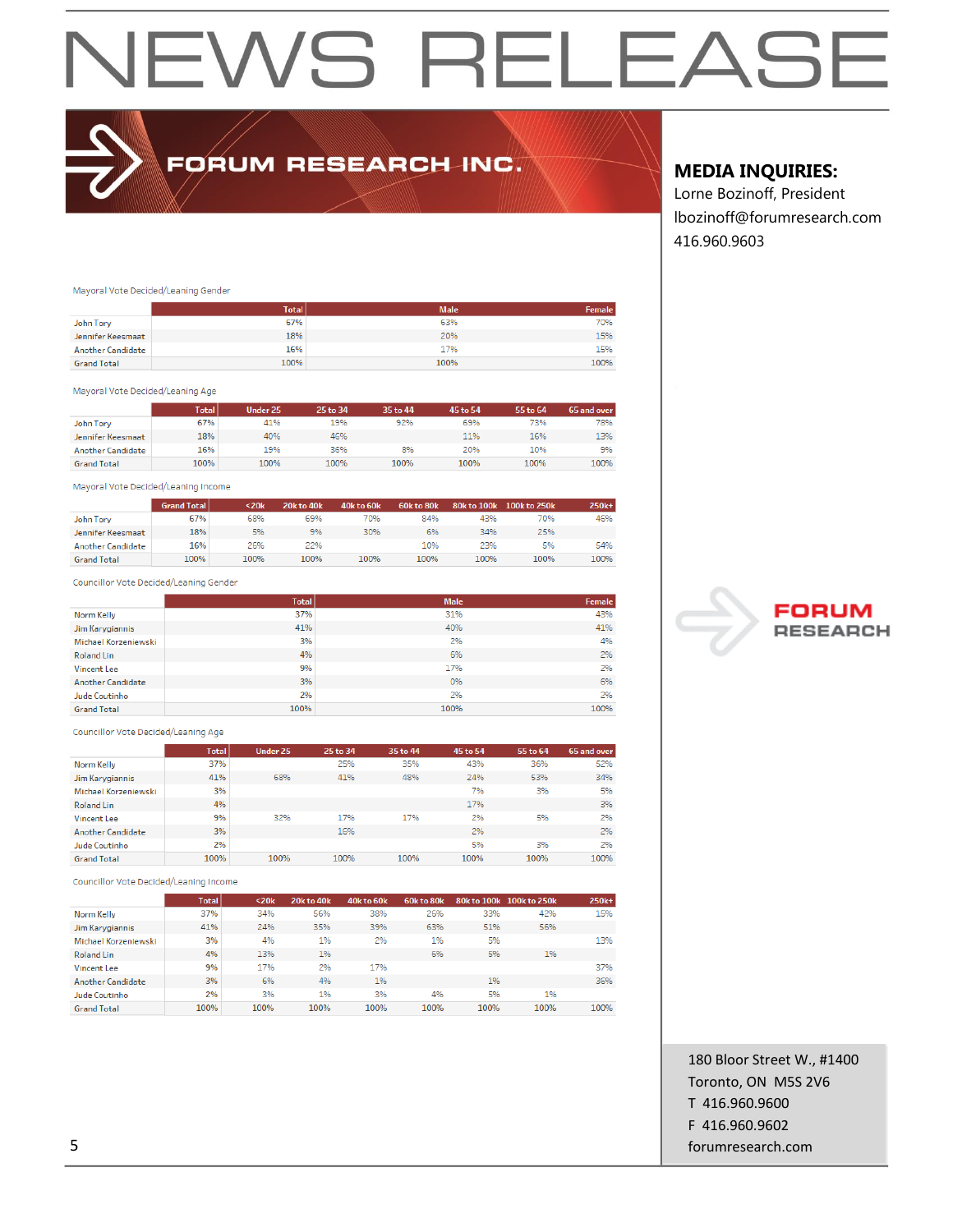# NEWS RELEASE

**FORUM RESEARCH INC.**

**MEDIA INQUIRIES:**
Lorne Bozinoff, President
lbozinoff@forumresearch.com
416.960.9603

Mayoral Vote Decided/Leaning Gender

| | Total | Male | Female |
|---|---|---|---|
| John Tory | 67% | 63% | 70% |
| Jennifer Keesmaat | 18% | 20% | 15% |
| Another Candidate | 16% | 17% | 15% |
| Grand Total | 100% | 100% | 100% |

Mayoral Vote Decided/Leaning Age

| | Total | Under 25 | 25 to 34 | 35 to 44 | 45 to 54 | 55 to 64 | 65 and over |
|---|---|---|---|---|---|---|---|
| John Tory | 67% | 41% | 19% | 92% | 69% | 73% | 78% |
| Jennifer Keesmaat | 18% | 40% | 46% | | 11% | 16% | 13% |
| Another Candidate | 16% | 19% | 36% | 8% | 20% | 10% | 9% |
| Grand Total | 100% | 100% | 100% | 100% | 100% | 100% | 100% |

Mayoral Vote Decided/Leaning Income

| | Grand Total | <20k | 20k to 40k | 40k to 60k | 60k to 80k | 80k to 100k | 100k to 250k | 250k+ |
|---|---|---|---|---|---|---|---|---|
| John Tory | 67% | 68% | 69% | 70% | 84% | 43% | 70% | 46% |
| Jennifer Keesmaat | 18% | 5% | 9% | 30% | 6% | 34% | 25% | |
| Another Candidate | 16% | 26% | 22% | | 10% | 23% | 5% | 54% |
| Grand Total | 100% | 100% | 100% | 100% | 100% | 100% | 100% | 100% |

Councillor Vote Decided/Leaning Gender

| | Total | Male | Female |
|---|---|---|---|
| Norm Kelly | 37% | 31% | 43% |
| Jim Karygiannis | 41% | 40% | 41% |
| Michael Korzeniewski | 3% | 2% | 4% |
| Roland Lin | 4% | 6% | 2% |
| Vincent Lee | 9% | 17% | 2% |
| Another Candidate | 3% | 0% | 6% |
| Jude Coutinho | 2% | 2% | 2% |
| Grand Total | 100% | 100% | 100% |

Councillor Vote Decided/Leaning Age

| | Total | Under 25 | 25 to 34 | 35 to 44 | 45 to 54 | 55 to 64 | 65 and over |
|---|---|---|---|---|---|---|---|
| Norm Kelly | 37% | | 25% | 35% | 43% | 36% | 52% |
| Jim Karygiannis | 41% | 68% | 41% | 48% | 24% | 53% | 34% |
| Michael Korzeniewski | 3% | | | | 7% | 3% | 5% |
| Roland Lin | 4% | | | | 17% | | 3% |
| Vincent Lee | 9% | 32% | 17% | 17% | 2% | 5% | 2% |
| Another Candidate | 3% | | 16% | | 2% | | 2% |
| Jude Coutinho | 2% | | | | 5% | 3% | 2% |
| Grand Total | 100% | 100% | 100% | 100% | 100% | 100% | 100% |

Councillor Vote Decided/Leaning Income

| | Total | <20k | 20k to 40k | 40k to 60k | 60k to 80k | 80k to 100k | 100k to 250k | 250k+ |
|---|---|---|---|---|---|---|---|---|
| Norm Kelly | 37% | 34% | 56% | 38% | 26% | 33% | 42% | 15% |
| Jim Karygiannis | 41% | 24% | 35% | 39% | 63% | 51% | 56% | |
| Michael Korzeniewski | 3% | 4% | 1% | 2% | 1% | 5% | | 13% |
| Roland Lin | 4% | 13% | 1% | | 6% | 5% | 1% | |
| Vincent Lee | 9% | 17% | 2% | 17% | | | | 37% |
| Another Candidate | 3% | 6% | 4% | 1% | | 1% | | 36% |
| Jude Coutinho | 2% | 3% | 1% | 3% | 4% | 5% | 1% | |
| Grand Total | 100% | 100% | 100% | 100% | 100% | 100% | 100% | 100% |

FORUM RESEARCH

180 Bloor Street W., #1400
Toronto, ON M5S 2V6
T 416.960.9600
F 416.960.9602
forumresearch.com